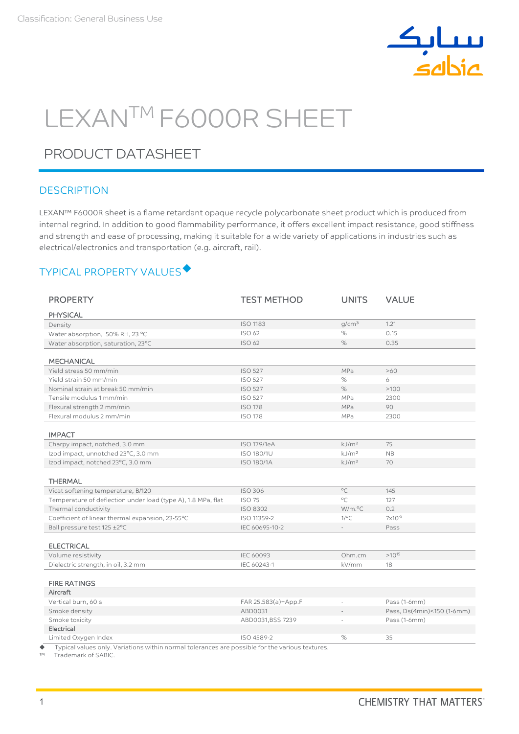Classification: General Business Use

# LEXAN™ F6000R SHEET

## PRODUCT DATASHEET

### DESCRIPTION

LEXAN™ F6000R sheet is a flame retardant opaque recycle polycarbonate sheet product which is produced from internal regrind. In addition to good flammability performance, it offers excellent impact resistance, good stiffness and strength and ease of processing, making it suitable for a wide variety of applications in industries such as electrical/electronics and transportation (e.g. aircraft, rail).

### TYPICAL PROPERTY VALUES◆

| PROPERTY | TEST METHOD | UNITS | VALUE |
|---|---|---|---|
| **PHYSICAL** | | | |
| Density | ISO 1183 | g/cm³ | 1.21 |
| Water absorption, 50% RH, 23 °C | ISO 62 | % | 0.15 |
| Water absorption, saturation, 23°C | ISO 62 | % | 0.35 |
| **MECHANICAL** | | | |
| Yield stress 50 mm/min | ISO 527 | MPa | >60 |
| Yield strain 50 mm/min | ISO 527 | % | 6 |
| Nominal strain at break 50 mm/min | ISO 527 | % | >100 |
| Tensile modulus 1 mm/min | ISO 527 | MPa | 2300 |
| Flexural strength 2 mm/min | ISO 178 | MPa | 90 |
| Flexural modulus 2 mm/min | ISO 178 | MPa | 2300 |
| **IMPACT** | | | |
| Charpy impact, notched, 3.0 mm | ISO 179/1eA | kJ/m² | 75 |
| Izod impact, unnotched 23°C, 3.0 mm | ISO 180/1U | kJ/m² | NB |
| Izod impact, notched 23°C, 3.0 mm | ISO 180/1A | kJ/m² | 70 |
| **THERMAL** | | | |
| Vicat softening temperature, B/120 | ISO 306 | °C | 145 |
| Temperature of deflection under load (type A), 1.8 MPa, flat | ISO 75 | °C | 127 |
| Thermal conductivity | ISO 8302 | W/m.°C | 0.2 |
| Coefficient of linear thermal expansion, 23-55°C | ISO 11359-2 | 1/°C | $7x10^{-5}$ |
| Ball pressure test 125 ±2°C | IEC 60695-10-2 | - | Pass |
| **ELECTRICAL** | | | |
| Volume resistivity | IEC 60093 | Ohm.cm | $>10^{15}$ |
| Dielectric strength, in oil, 3.2 mm | IEC 60243-1 | kV/mm | 18 |
| **FIRE RATINGS** | | | |
| **Aircraft** | | | |
| Vertical burn, 60 s | FAR 25.583(a)+App.F | - | Pass (1-6mm) |
| Smoke density | ABD0031 | - | Pass, Ds(4min)<150 (1-6mm) |
| Smoke toxicity | ABD0031,BSS 7239 | - | Pass (1-6mm) |
| **Electrical** | | | |
| Limited Oxygen Index | ISO 4589-2 | % | 35 |

◆ Typical values only. Variations within normal tolerances are possible for the various textures.
™ Trademark of SABIC.

CHEMISTRY THAT MATTERS™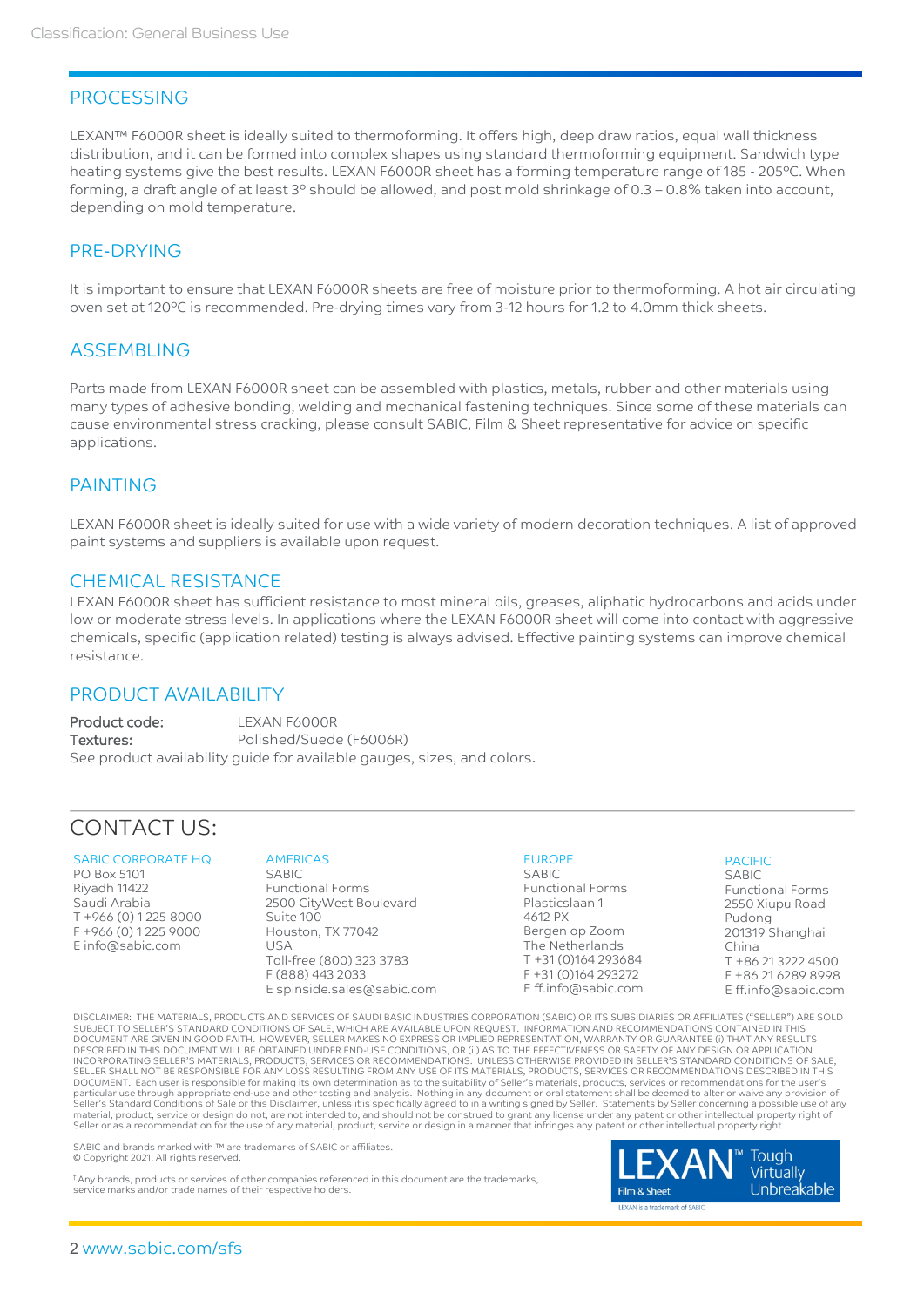## PROCESSING

LEXAN™ F6000R sheet is ideally suited to thermoforming. It offers high, deep draw ratios, equal wall thickness distribution, and it can be formed into complex shapes using standard thermoforming equipment. Sandwich type heating systems give the best results. LEXAN F6000R sheet has a forming temperature range of 185 - 205ºC. When forming, a draft angle of at least 3º should be allowed, and post mold shrinkage of 0.3 – 0.8% taken into account, depending on mold temperature.

## PRE-DRYING

It is important to ensure that LEXAN F6000R sheets are free of moisture prior to thermoforming. A hot air circulating oven set at 120ºC is recommended. Pre-drying times vary from 3-12 hours for 1.2 to 4.0mm thick sheets.

## ASSEMBLING

Parts made from LEXAN F6000R sheet can be assembled with plastics, metals, rubber and other materials using many types of adhesive bonding, welding and mechanical fastening techniques. Since some of these materials can cause environmental stress cracking, please consult SABIC, Film & Sheet representative for advice on specific applications.

## PAINTING

LEXAN F6000R sheet is ideally suited for use with a wide variety of modern decoration techniques. A list of approved paint systems and suppliers is available upon request.

## CHEMICAL RESISTANCE

LEXAN F6000R sheet has sufficient resistance to most mineral oils, greases, aliphatic hydrocarbons and acids under low or moderate stress levels. In applications where the LEXAN F6000R sheet will come into contact with aggressive chemicals, specific (application related) testing is always advised. Effective painting systems can improve chemical resistance.

## PRODUCT AVAILABILITY

**Product code:** LEXAN F6000R
**Textures:** Polished/Suede (F6006R)

See product availability guide for available gauges, sizes, and colors.

## CONTACT US:

**SABIC CORPORATE HQ**
PO Box 5101
Riyadh 11422
Saudi Arabia
T +966 (0) 1 225 8000
F +966 (0) 1 225 9000
E info@sabic.com

**AMERICAS**
SABIC
Functional Forms
2500 CityWest Boulevard
Suite 100
Houston, TX 77042
USA
Toll-free (800) 323 3783
F (888) 443 2033
E spinside.sales@sabic.com

**EUROPE**
SABIC
Functional Forms
Plasticslaan 1
4612 PX
Bergen op Zoom
The Netherlands
T +31 (0)164 293684
F +31 (0)164 293272
E ff.info@sabic.com

**PACIFIC**
SABIC
Functional Forms
2550 Xiupu Road
Pudong
201319 Shanghai
China
T +86 21 3222 4500
F +86 21 6289 8998
E ff.info@sabic.com

DISCLAIMER: THE MATERIALS, PRODUCTS AND SERVICES OF SAUDI BASIC INDUSTRIES CORPORATION (SABIC) OR ITS SUBSIDIARIES OR AFFILIATES ("SELLER") ARE SOLD SUBJECT TO SELLER'S STANDARD CONDITIONS OF SALE, WHICH ARE AVAILABLE UPON REQUEST. INFORMATION AND RECOMMENDATIONS CONTAINED IN THIS DOCUMENT ARE GIVEN IN GOOD FAITH. HOWEVER, SELLER MAKES NO EXPRESS OR IMPLIED REPRESENTATION, WARRANTY OR GUARANTEE (i) THAT ANY RESULTS DESCRIBED IN THIS DOCUMENT WILL BE OBTAINED UNDER END-USE CONDITIONS, OR (ii) AS TO THE EFFECTIVENESS OR SAFETY OF ANY DESIGN OR APPLICATION INCORPORATING SELLER'S MATERIALS, PRODUCTS, SERVICES OR RECOMMENDATIONS. UNLESS OTHERWISE PROVIDED IN SELLER'S STANDARD CONDITIONS OF SALE, SELLER SHALL NOT BE RESPONSIBLE FOR ANY LOSS RESULTING FROM ANY USE OF ITS MATERIALS, PRODUCTS, SERVICES OR RECOMMENDATIONS DESCRIBED IN THIS DOCUMENT. Each user is responsible for making its own determination as to the suitability of Seller's materials, products, services or recommendations for the user's particular use through appropriate end-use and other testing and analysis. Nothing in any document or oral statement shall be deemed to alter or waive any provision of Seller's Standard Conditions of Sale or this Disclaimer, unless it is specifically agreed to in a writing signed by Seller. Statements by Seller concerning a possible use of any material, product, service or design do not, are not intended to, and should not be construed to grant any license under any patent or other intellectual property right of Seller or as a recommendation for the use of any material, product, service or design in a manner that infringes any patent or other intellectual property right.

SABIC and brands marked with ™ are trademarks of SABIC or affiliates.
© Copyright 2021. All rights reserved.

† Any brands, products or services of other companies referenced in this document are the trademarks, service marks and/or trade names of their respective holders.

LEXAN™ Film & Sheet — Tough Virtually Unbreakable
LEXAN is a trademark of SABIC

www.sabic.com/sfs